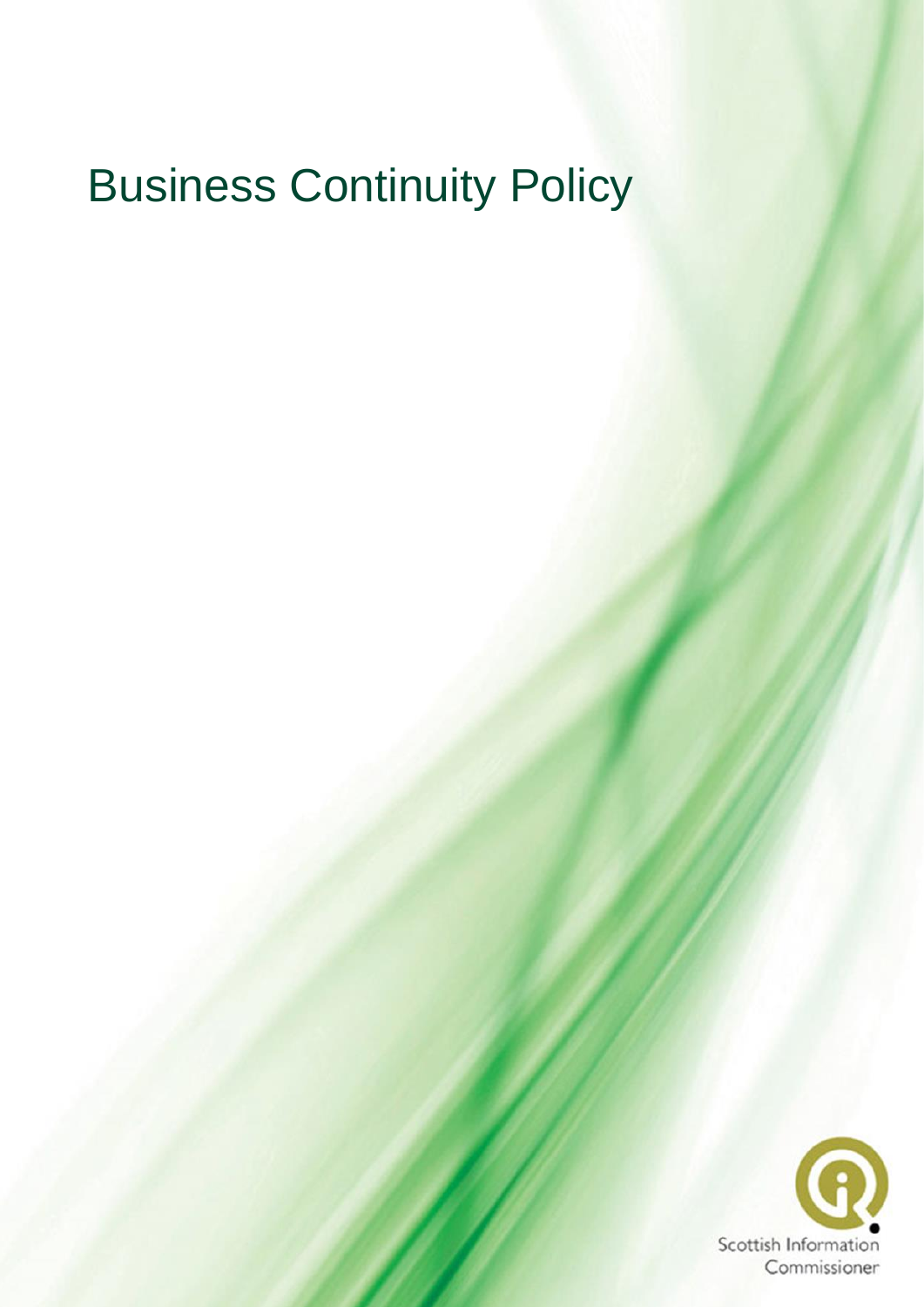# Business Continuity Policy

Scottish Information Commissioner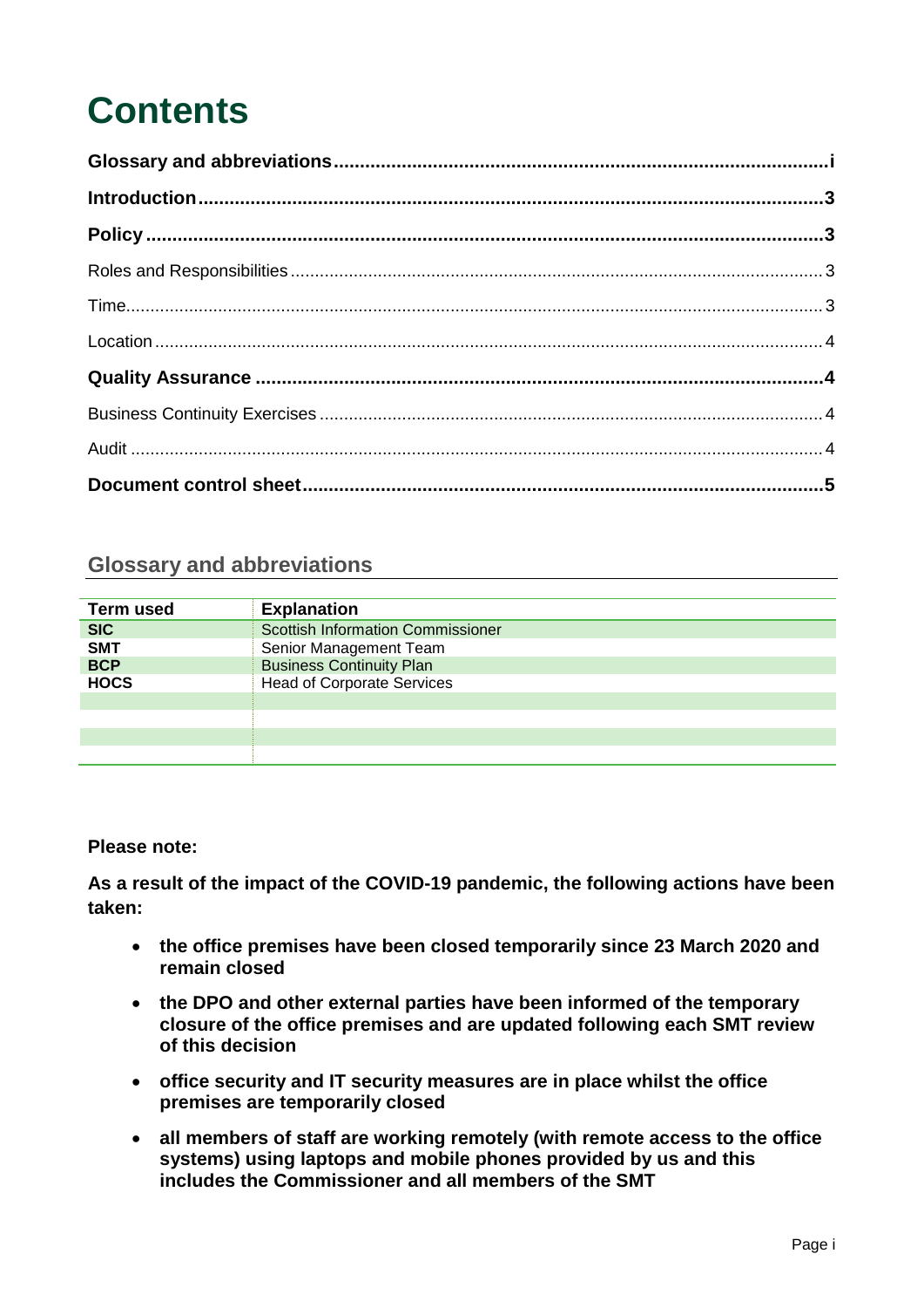# Contents

**Glossary and abbreviations** ..... **i**

**Introduction** ..... **3**

**Policy** ..... **3**

Roles and Responsibilities ..... 3

Time ..... 3

Location ..... 4

**Quality Assurance** ..... **4**

Business Continuity Exercises ..... 4

Audit ..... 4

**Document control sheet** ..... **5**

## Glossary and abbreviations

| Term used | Explanation |
|---|---|
| **SIC** | Scottish Information Commissioner |
| **SMT** | Senior Management Team |
| **BCP** | Business Continuity Plan |
| **HOCS** | Head of Corporate Services |
| | |
| | |
| | |
| | |

**Please note:**

**As a result of the impact of the COVID-19 pandemic, the following actions have been taken:**

- **the office premises have been closed temporarily since 23 March 2020 and remain closed**
- **the DPO and other external parties have been informed of the temporary closure of the office premises and are updated following each SMT review of this decision**
- **office security and IT security measures are in place whilst the office premises are temporarily closed**
- **all members of staff are working remotely (with remote access to the office systems) using laptops and mobile phones provided by us and this includes the Commissioner and all members of the SMT**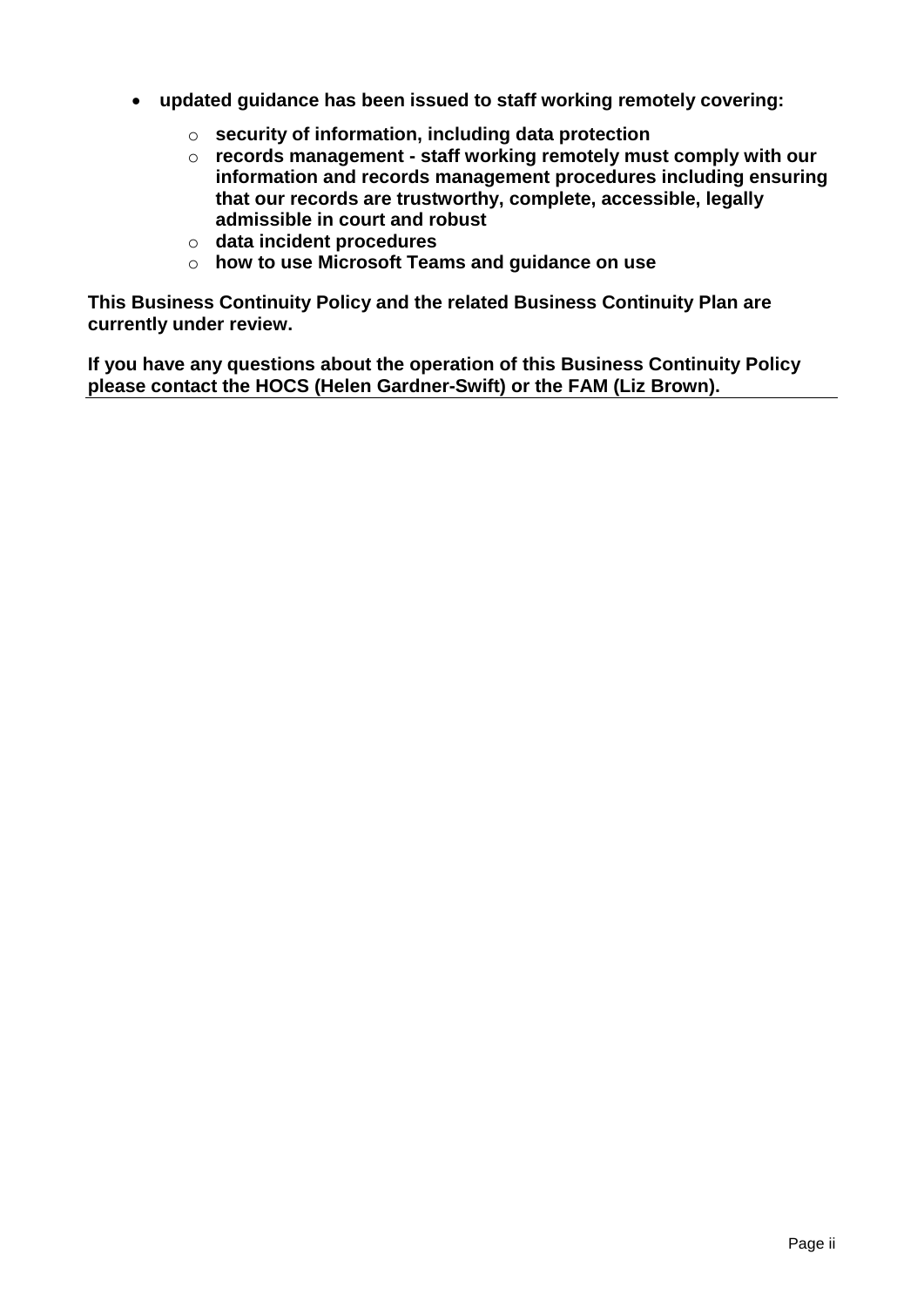- **updated guidance has been issued to staff working remotely covering:**
    - **security of information, including data protection**
    - **records management - staff working remotely must comply with our information and records management procedures including ensuring that our records are trustworthy, complete, accessible, legally admissible in court and robust**
    - **data incident procedures**
    - **how to use Microsoft Teams and guidance on use**

**This Business Continuity Policy and the related Business Continuity Plan are currently under review.**

**If you have any questions about the operation of this Business Continuity Policy please contact the HOCS (Helen Gardner-Swift) or the FAM (Liz Brown).**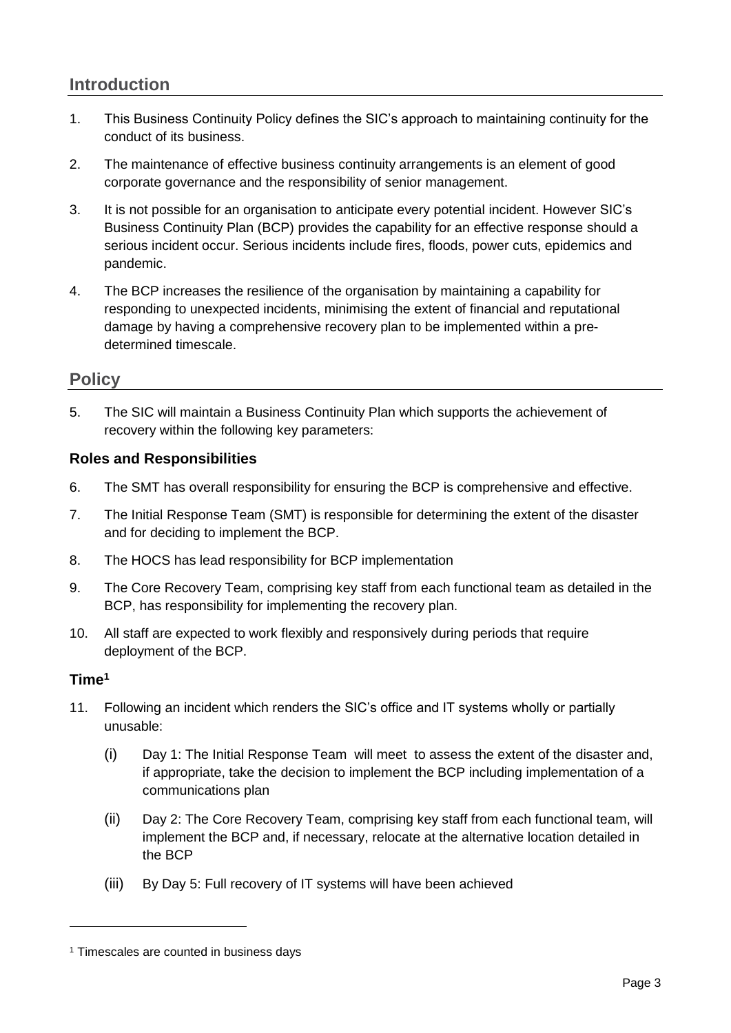## Introduction

1. This Business Continuity Policy defines the SIC's approach to maintaining continuity for the conduct of its business.

2. The maintenance of effective business continuity arrangements is an element of good corporate governance and the responsibility of senior management.

3. It is not possible for an organisation to anticipate every potential incident. However SIC's Business Continuity Plan (BCP) provides the capability for an effective response should a serious incident occur. Serious incidents include fires, floods, power cuts, epidemics and pandemic.

4. The BCP increases the resilience of the organisation by maintaining a capability for responding to unexpected incidents, minimising the extent of financial and reputational damage by having a comprehensive recovery plan to be implemented within a pre-determined timescale.

## Policy

5. The SIC will maintain a Business Continuity Plan which supports the achievement of recovery within the following key parameters:

### Roles and Responsibilities

6. The SMT has overall responsibility for ensuring the BCP is comprehensive and effective.

7. The Initial Response Team (SMT) is responsible for determining the extent of the disaster and for deciding to implement the BCP.

8. The HOCS has lead responsibility for BCP implementation

9. The Core Recovery Team, comprising key staff from each functional team as detailed in the BCP, has responsibility for implementing the recovery plan.

10. All staff are expected to work flexibly and responsively during periods that require deployment of the BCP.

### Time[1]

11. Following an incident which renders the SIC's office and IT systems wholly or partially unusable:

    (i) Day 1: The Initial Response Team will meet to assess the extent of the disaster and, if appropriate, take the decision to implement the BCP including implementation of a communications plan

    (ii) Day 2: The Core Recovery Team, comprising key staff from each functional team, will implement the BCP and, if necessary, relocate at the alternative location detailed in the BCP

    (iii) By Day 5: Full recovery of IT systems will have been achieved

---

[1] Timescales are counted in business days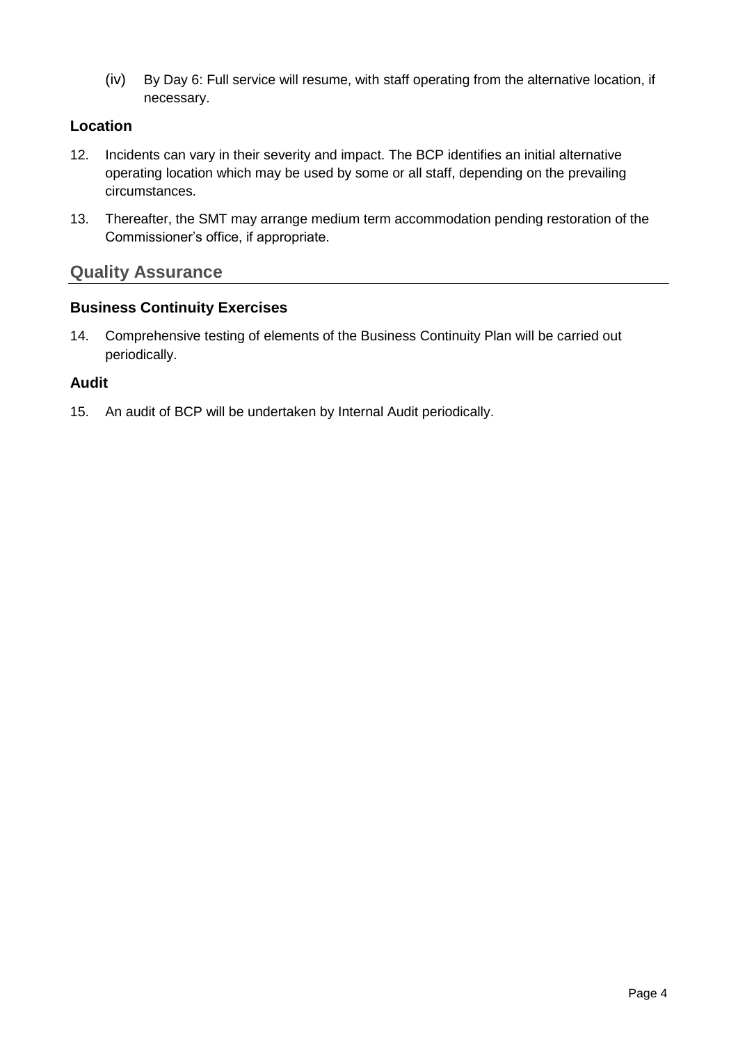(iv) By Day 6: Full service will resume, with staff operating from the alternative location, if necessary.

### Location

12. Incidents can vary in their severity and impact. The BCP identifies an initial alternative operating location which may be used by some or all staff, depending on the prevailing circumstances.

13. Thereafter, the SMT may arrange medium term accommodation pending restoration of the Commissioner's office, if appropriate.

## Quality Assurance

### Business Continuity Exercises

14. Comprehensive testing of elements of the Business Continuity Plan will be carried out periodically.

### Audit

15. An audit of BCP will be undertaken by Internal Audit periodically.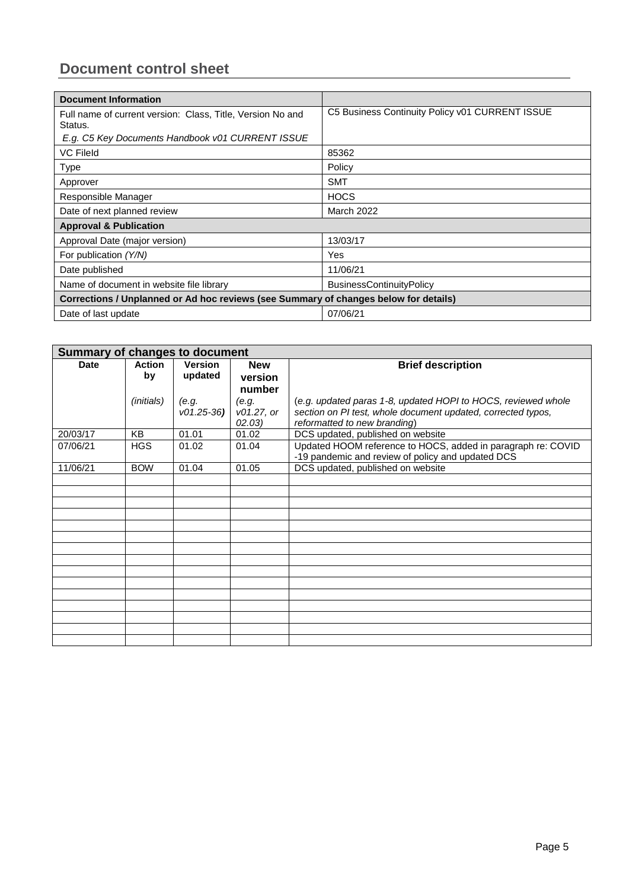## Document control sheet

| Document Information | |
|---|---|
| Full name of current version: Class, Title, Version No and Status.<br>*E.g. C5 Key Documents Handbook v01 CURRENT ISSUE* | C5 Business Continuity Policy v01 CURRENT ISSUE |
| VC FileId | 85362 |
| Type | Policy |
| Approver | SMT |
| Responsible Manager | HOCS |
| Date of next planned review | March 2022 |
| **Approval & Publication** | |
| Approval Date (major version) | 13/03/17 |
| For publication *(Y/N)* | Yes |
| Date published | 11/06/21 |
| Name of document in website file library | BusinessContinuityPolicy |
| **Corrections / Unplanned or Ad hoc reviews (see Summary of changes below for details)** | |
| Date of last update | 07/06/21 |

| Summary of changes to document | | | | |
|---|---|---|---|---|
| **Date** | **Action by**<br>*(initials)* | **Version updated**<br>*(e.g. v01.25-36)* | **New version number**<br>*(e.g. v01.27, or 02.03)* | **Brief description**<br>*(e.g. updated paras 1-8, updated HOPI to HOCS, reviewed whole section on PI test, whole document updated, corrected typos, reformatted to new branding)* |
| 20/03/17 | KB | 01.01 | 01.02 | DCS updated, published on website |
| 07/06/21 | HGS | 01.02 | 01.04 | Updated HOOM reference to HOCS, added in paragraph re: COVID -19 pandemic and review of policy and updated DCS |
| 11/06/21 | BOW | 01.04 | 01.05 | DCS updated, published on website |
| | | | | |
| | | | | |
| | | | | |
| | | | | |
| | | | | |
| | | | | |
| | | | | |
| | | | | |
| | | | | |
| | | | | |
| | | | | |
| | | | | |
| | | | | |
| | | | | |
| | | | | |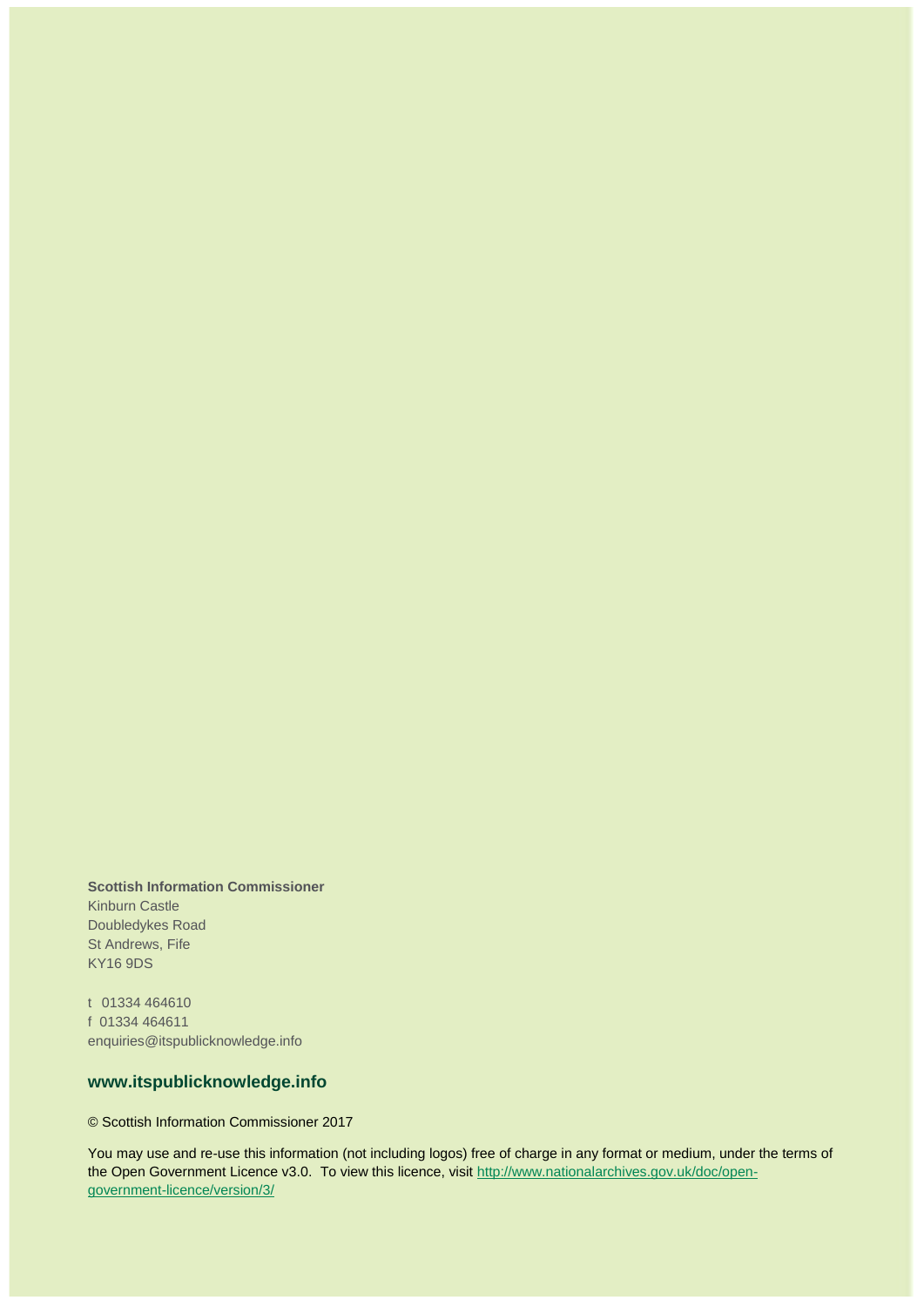**Scottish Information Commissioner**
Kinburn Castle
Doubledykes Road
St Andrews, Fife
KY16 9DS

t 01334 464610
f 01334 464611
enquiries@itspublicknowledge.info

**www.itspublicknowledge.info**

© Scottish Information Commissioner 2017

You may use and re-use this information (not including logos) free of charge in any format or medium, under the terms of the Open Government Licence v3.0. To view this licence, visit http://www.nationalarchives.gov.uk/doc/open-government-licence/version/3/